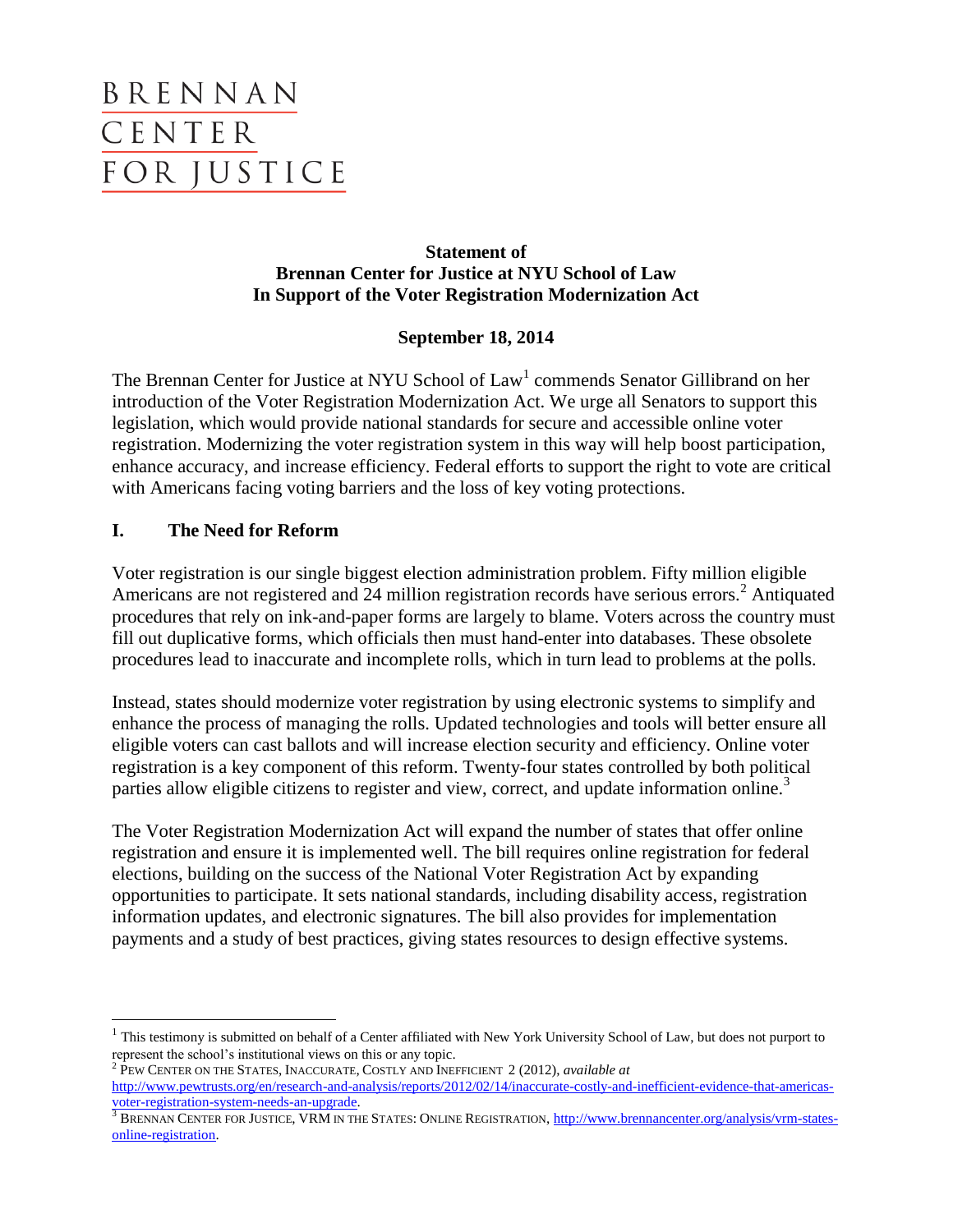BRENNAN CENTER FOR JUSTICE

**Statement of**
**Brennan Center for Justice at NYU School of Law**
**In Support of the Voter Registration Modernization Act**

**September 18, 2014**

The Brennan Center for Justice at NYU School of Law[1] commends Senator Gillibrand on her introduction of the Voter Registration Modernization Act. We urge all Senators to support this legislation, which would provide national standards for secure and accessible online voter registration. Modernizing the voter registration system in this way will help boost participation, enhance accuracy, and increase efficiency. Federal efforts to support the right to vote are critical with Americans facing voting barriers and the loss of key voting protections.

## I. The Need for Reform

Voter registration is our single biggest election administration problem. Fifty million eligible Americans are not registered and 24 million registration records have serious errors.[2] Antiquated procedures that rely on ink-and-paper forms are largely to blame. Voters across the country must fill out duplicative forms, which officials then must hand-enter into databases. These obsolete procedures lead to inaccurate and incomplete rolls, which in turn lead to problems at the polls.

Instead, states should modernize voter registration by using electronic systems to simplify and enhance the process of managing the rolls. Updated technologies and tools will better ensure all eligible voters can cast ballots and will increase election security and efficiency. Online voter registration is a key component of this reform. Twenty-four states controlled by both political parties allow eligible citizens to register and view, correct, and update information online.[3]

The Voter Registration Modernization Act will expand the number of states that offer online registration and ensure it is implemented well. The bill requires online registration for federal elections, building on the success of the National Voter Registration Act by expanding opportunities to participate. It sets national standards, including disability access, registration information updates, and electronic signatures. The bill also provides for implementation payments and a study of best practices, giving states resources to design effective systems.

---

[1] This testimony is submitted on behalf of a Center affiliated with New York University School of Law, but does not purport to represent the school's institutional views on this or any topic.

[2] PEW CENTER ON THE STATES, INACCURATE, COSTLY AND INEFFICIENT 2 (2012), *available at* http://www.pewtrusts.org/en/research-and-analysis/reports/2012/02/14/inaccurate-costly-and-inefficient-evidence-that-americas-voter-registration-system-needs-an-upgrade.

[3] BRENNAN CENTER FOR JUSTICE, VRM IN THE STATES: ONLINE REGISTRATION, http://www.brennancenter.org/analysis/vrm-states-online-registration.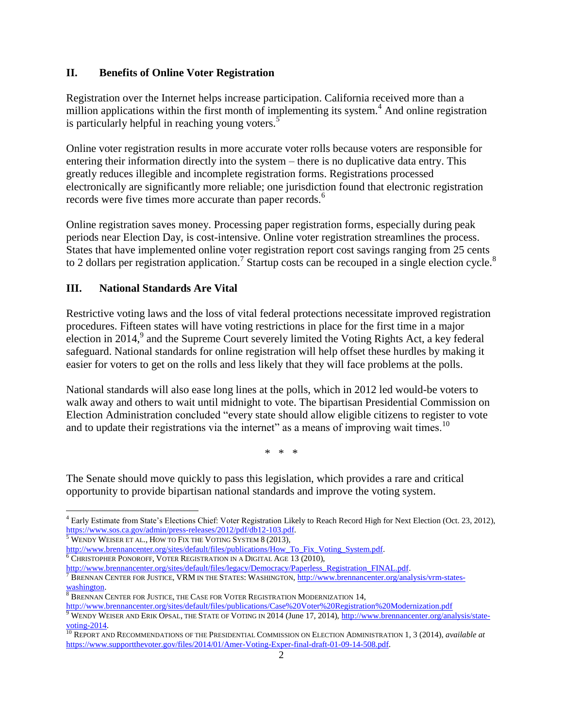## II. Benefits of Online Voter Registration

Registration over the Internet helps increase participation. California received more than a million applications within the first month of implementing its system.[4] And online registration is particularly helpful in reaching young voters.[5]

Online voter registration results in more accurate voter rolls because voters are responsible for entering their information directly into the system – there is no duplicative data entry. This greatly reduces illegible and incomplete registration forms. Registrations processed electronically are significantly more reliable; one jurisdiction found that electronic registration records were five times more accurate than paper records.[6]

Online registration saves money. Processing paper registration forms, especially during peak periods near Election Day, is cost-intensive. Online voter registration streamlines the process. States that have implemented online voter registration report cost savings ranging from 25 cents to 2 dollars per registration application.[7] Startup costs can be recouped in a single election cycle.[8]

## III. National Standards Are Vital

Restrictive voting laws and the loss of vital federal protections necessitate improved registration procedures. Fifteen states will have voting restrictions in place for the first time in a major election in 2014,[9] and the Supreme Court severely limited the Voting Rights Act, a key federal safeguard. National standards for online registration will help offset these hurdles by making it easier for voters to get on the rolls and less likely that they will face problems at the polls.

National standards will also ease long lines at the polls, which in 2012 led would-be voters to walk away and others to wait until midnight to vote. The bipartisan Presidential Commission on Election Administration concluded "every state should allow eligible citizens to register to vote and to update their registrations via the internet" as a means of improving wait times.[10]

\* \* \*

The Senate should move quickly to pass this legislation, which provides a rare and critical opportunity to provide bipartisan national standards and improve the voting system.

---

[4] Early Estimate from State's Elections Chief: Voter Registration Likely to Reach Record High for Next Election (Oct. 23, 2012), https://www.sos.ca.gov/admin/press-releases/2012/pdf/db12-103.pdf.

[5] WENDY WEISER ET AL., HOW TO FIX THE VOTING SYSTEM 8 (2013), http://www.brennancenter.org/sites/default/files/publications/How_To_Fix_Voting_System.pdf.

[6] CHRISTOPHER PONOROFF, VOTER REGISTRATION IN A DIGITAL AGE 13 (2010), http://www.brennancenter.org/sites/default/files/legacy/Democracy/Paperless_Registration_FINAL.pdf.

[7] BRENNAN CENTER FOR JUSTICE, VRM IN THE STATES: WASHINGTON, http://www.brennancenter.org/analysis/vrm-states-washington.

[8] BRENNAN CENTER FOR JUSTICE, THE CASE FOR VOTER REGISTRATION MODERNIZATION 14, http://www.brennancenter.org/sites/default/files/publications/Case%20Voter%20Registration%20Modernization.pdf

[9] WENDY WEISER AND ERIK OPSAL, THE STATE OF VOTING IN 2014 (June 17, 2014), http://www.brennancenter.org/analysis/state-voting-2014.

[10] REPORT AND RECOMMENDATIONS OF THE PRESIDENTIAL COMMISSION ON ELECTION ADMINISTRATION 1, 3 (2014), *available at* https://www.supportthevoter.gov/files/2014/01/Amer-Voting-Exper-final-draft-01-09-14-508.pdf.